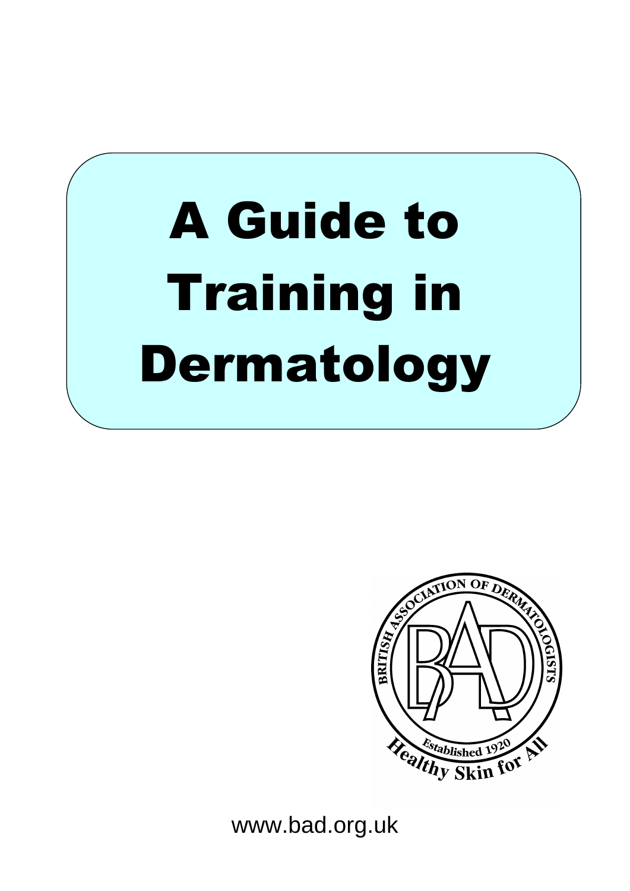# A Guide to Training in Dermatology

BRITISH ASSOCIATION OF DERMATOLOGISTS

Established 1920

Healthy Skin for All

www.bad.org.uk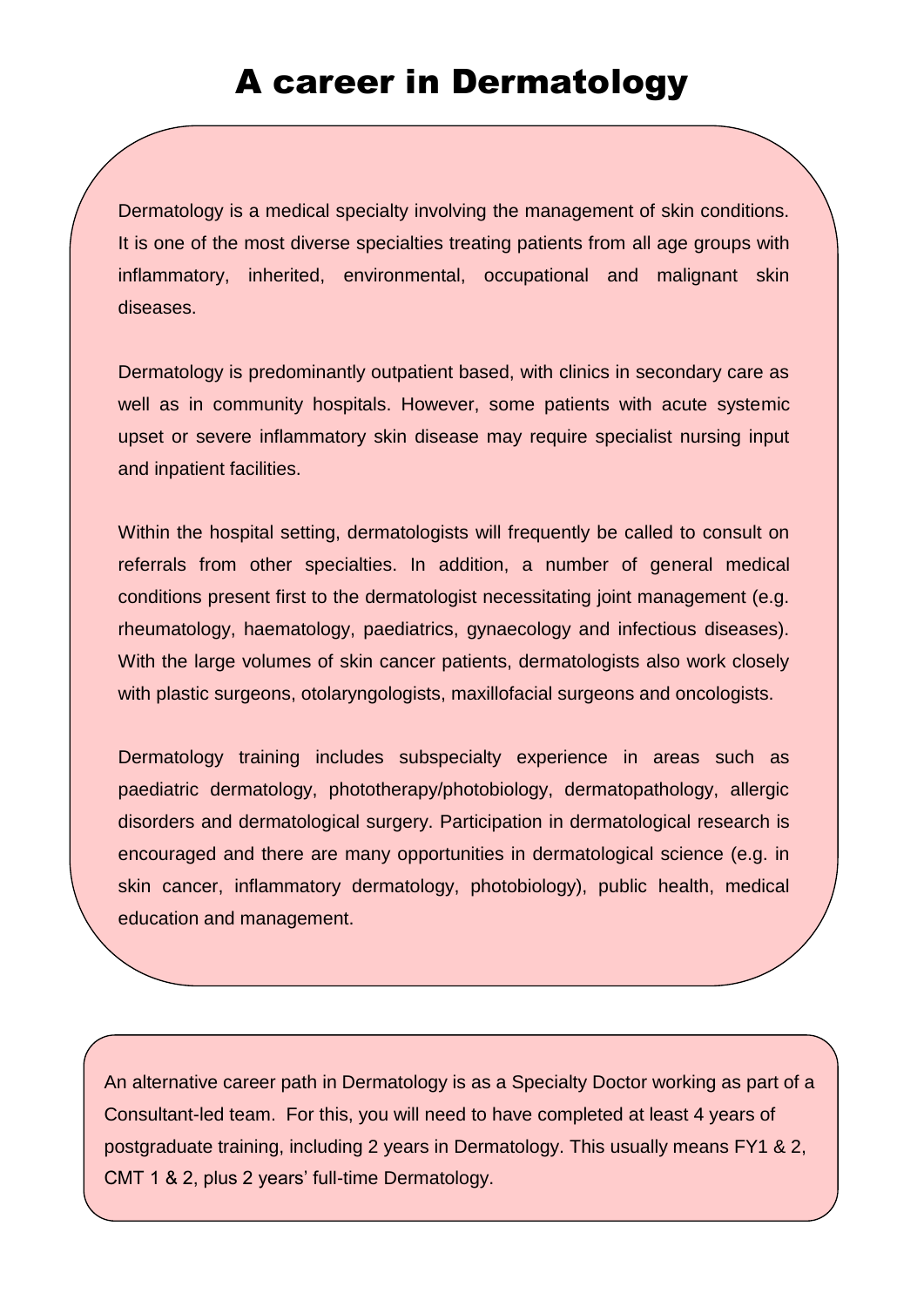# A career in Dermatology

Dermatology is a medical specialty involving the management of skin conditions. It is one of the most diverse specialties treating patients from all age groups with inflammatory, inherited, environmental, occupational and malignant skin diseases.

Dermatology is predominantly outpatient based, with clinics in secondary care as well as in community hospitals. However, some patients with acute systemic upset or severe inflammatory skin disease may require specialist nursing input and inpatient facilities.

Within the hospital setting, dermatologists will frequently be called to consult on referrals from other specialties. In addition, a number of general medical conditions present first to the dermatologist necessitating joint management (e.g. rheumatology, haematology, paediatrics, gynaecology and infectious diseases). With the large volumes of skin cancer patients, dermatologists also work closely with plastic surgeons, otolaryngologists, maxillofacial surgeons and oncologists.

Dermatology training includes subspecialty experience in areas such as paediatric dermatology, phototherapy/photobiology, dermatopathology, allergic disorders and dermatological surgery. Participation in dermatological research is encouraged and there are many opportunities in dermatological science (e.g. in skin cancer, inflammatory dermatology, photobiology), public health, medical education and management.

An alternative career path in Dermatology is as a Specialty Doctor working as part of a Consultant-led team. For this, you will need to have completed at least 4 years of postgraduate training, including 2 years in Dermatology. This usually means FY1 & 2, CMT 1 & 2, plus 2 years' full-time Dermatology.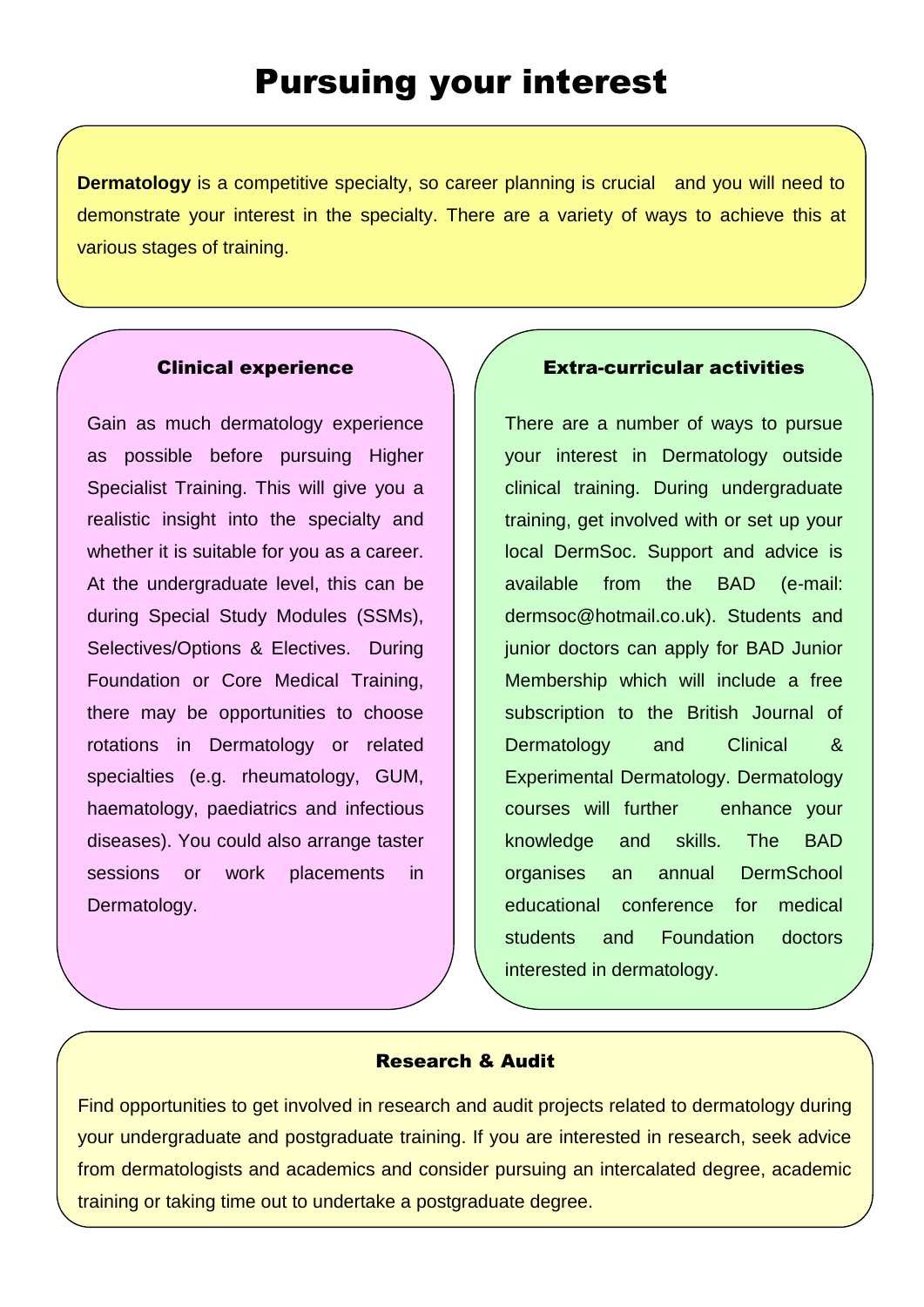# Pursuing your interest

**Dermatology** is a competitive specialty, so career planning is crucial and you will need to demonstrate your interest in the specialty. There are a variety of ways to achieve this at various stages of training.

## Clinical experience

Gain as much dermatology experience as possible before pursuing Higher Specialist Training. This will give you a realistic insight into the specialty and whether it is suitable for you as a career. At the undergraduate level, this can be during Special Study Modules (SSMs), Selectives/Options & Electives. During Foundation or Core Medical Training, there may be opportunities to choose rotations in Dermatology or related specialties (e.g. rheumatology, GUM, haematology, paediatrics and infectious diseases). You could also arrange taster sessions or work placements in Dermatology.

## Extra-curricular activities

There are a number of ways to pursue your interest in Dermatology outside clinical training. During undergraduate training, get involved with or set up your local DermSoc. Support and advice is available from the BAD (e-mail: dermsoc@hotmail.co.uk). Students and junior doctors can apply for BAD Junior Membership which will include a free subscription to the British Journal of Dermatology and Clinical & Experimental Dermatology. Dermatology courses will further enhance your knowledge and skills. The BAD organises an annual DermSchool educational conference for medical students and Foundation doctors interested in dermatology.

## Research & Audit

Find opportunities to get involved in research and audit projects related to dermatology during your undergraduate and postgraduate training. If you are interested in research, seek advice from dermatologists and academics and consider pursuing an intercalated degree, academic training or taking time out to undertake a postgraduate degree.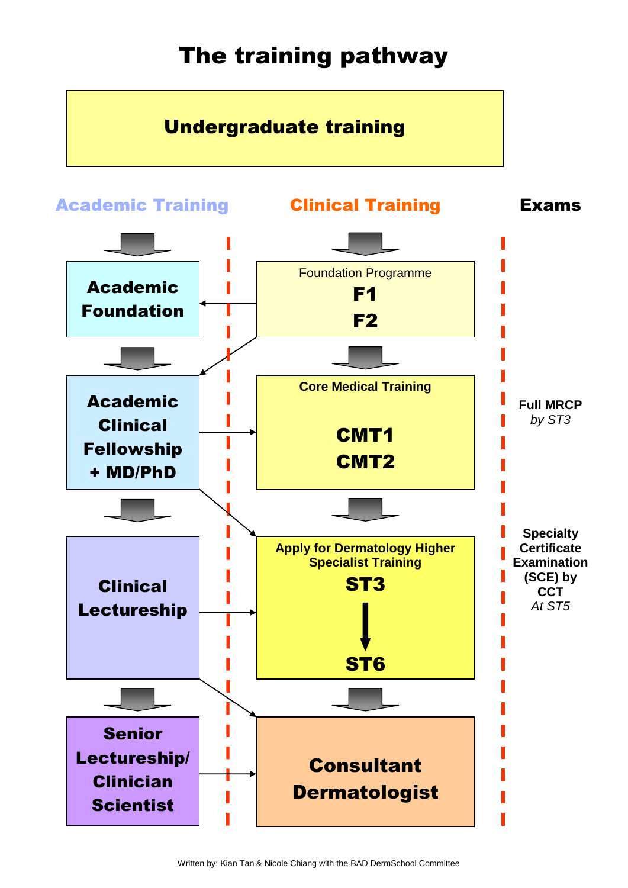# The training pathway

**Undergraduate training**

**Academic Training**

**Academic Foundation**

**Academic Clinical Fellowship + MD/PhD**

**Clinical Lectureship**

**Senior Lectureship/ Clinician Scientist**

**Clinical Training**

Foundation Programme
**F1**
**F2**

**Core Medical Training**
**CMT1**
**CMT2**

**Apply for Dermatology Higher Specialist Training**
**ST3**
**ST6**

**Consultant Dermatologist**

**Exams**

**Full MRCP**
*by ST3*

**Specialty Certificate Examination (SCE) by CCT**
*At ST5*

Written by: Kian Tan & Nicole Chiang with the BAD DermSchool Committee